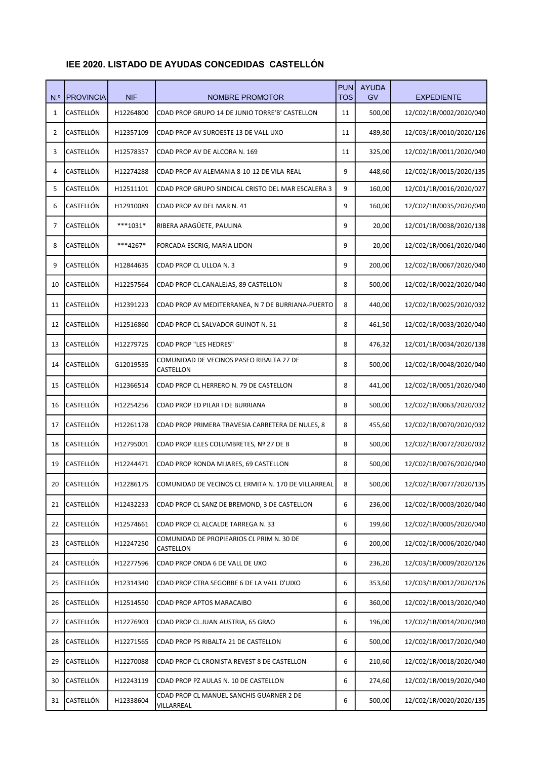## IEE 2020. LISTADO DE AYUDAS CONCEDIDAS CASTELLÓN

| N.º | PROVINCIA | NIF | NOMBRE PROMOTOR | PUNTOS | AYUDA GV | EXPEDIENTE |
|---|---|---|---|---|---|---|
| 1 | CASTELLÓN | H12264800 | CDAD PROP GRUPO 14 DE JUNIO TORRE'B' CASTELLON | 11 | 500,00 | 12/C02/1R/0002/2020/040 |
| 2 | CASTELLÓN | H12357109 | CDAD PROP AV SUROESTE 13 DE VALL UXO | 11 | 489,80 | 12/C03/1R/0010/2020/126 |
| 3 | CASTELLÓN | H12578357 | CDAD PROP AV DE ALCORA N. 169 | 11 | 325,00 | 12/C02/1R/0011/2020/040 |
| 4 | CASTELLÓN | H12274288 | CDAD PROP AV ALEMANIA 8-10-12 DE VILA-REAL | 9 | 448,60 | 12/C02/1R/0015/2020/135 |
| 5 | CASTELLÓN | H12511101 | CDAD PROP GRUPO SINDICAL CRISTO DEL MAR ESCALERA 3 | 9 | 160,00 | 12/C01/1R/0016/2020/027 |
| 6 | CASTELLÓN | H12910089 | CDAD PROP AV DEL MAR N. 41 | 9 | 160,00 | 12/C02/1R/0035/2020/040 |
| 7 | CASTELLÓN | ***1031* | RIBERA ARAGÜETE, PAULINA | 9 | 20,00 | 12/C01/1R/0038/2020/138 |
| 8 | CASTELLÓN | ***4267* | FORCADA ESCRIG, MARIA LIDON | 9 | 20,00 | 12/C02/1R/0061/2020/040 |
| 9 | CASTELLÓN | H12844635 | CDAD PROP CL ULLOA N. 3 | 9 | 200,00 | 12/C02/1R/0067/2020/040 |
| 10 | CASTELLÓN | H12257564 | CDAD PROP CL.CANALEJAS, 89 CASTELLON | 8 | 500,00 | 12/C02/1R/0022/2020/040 |
| 11 | CASTELLÓN | H12391223 | CDAD PROP AV MEDITERRANEA, N 7 DE BURRIANA-PUERTO | 8 | 440,00 | 12/C02/1R/0025/2020/032 |
| 12 | CASTELLÓN | H12516860 | CDAD PROP CL SALVADOR GUINOT N. 51 | 8 | 461,50 | 12/C02/1R/0033/2020/040 |
| 13 | CASTELLÓN | H12279725 | CDAD PROP "LES HEDRES" | 8 | 476,32 | 12/C01/1R/0034/2020/138 |
| 14 | CASTELLÓN | G12019535 | COMUNIDAD DE VECINOS PASEO RIBALTA 27 DE CASTELLON | 8 | 500,00 | 12/C02/1R/0048/2020/040 |
| 15 | CASTELLÓN | H12366514 | CDAD PROP CL HERRERO N. 79 DE CASTELLON | 8 | 441,00 | 12/C02/1R/0051/2020/040 |
| 16 | CASTELLÓN | H12254256 | CDAD PROP ED PILAR I DE BURRIANA | 8 | 500,00 | 12/C02/1R/0063/2020/032 |
| 17 | CASTELLÓN | H12261178 | CDAD PROP PRIMERA TRAVESIA CARRETERA DE NULES, 8 | 8 | 455,60 | 12/C02/1R/0070/2020/032 |
| 18 | CASTELLÓN | H12795001 | CDAD PROP ILLES COLUMBRETES, Nº 27 DE B | 8 | 500,00 | 12/C02/1R/0072/2020/032 |
| 19 | CASTELLÓN | H12244471 | CDAD PROP RONDA MIJARES, 69 CASTELLON | 8 | 500,00 | 12/C02/1R/0076/2020/040 |
| 20 | CASTELLÓN | H12286175 | COMUNIDAD DE VECINOS CL ERMITA N. 170 DE VILLARREAL | 8 | 500,00 | 12/C02/1R/0077/2020/135 |
| 21 | CASTELLÓN | H12432233 | CDAD PROP CL SANZ DE BREMOND, 3 DE CASTELLON | 6 | 236,00 | 12/C02/1R/0003/2020/040 |
| 22 | CASTELLÓN | H12574661 | CDAD PROP CL ALCALDE TARREGA N. 33 | 6 | 199,60 | 12/C02/1R/0005/2020/040 |
| 23 | CASTELLÓN | H12247250 | COMUNIDAD DE PROPIEARIOS CL PRIM N. 30 DE CASTELLON | 6 | 200,00 | 12/C02/1R/0006/2020/040 |
| 24 | CASTELLÓN | H12277596 | CDAD PROP ONDA 6 DE VALL DE UXO | 6 | 236,20 | 12/C03/1R/0009/2020/126 |
| 25 | CASTELLÓN | H12314340 | CDAD PROP CTRA SEGORBE 6 DE LA VALL D'UIXO | 6 | 353,60 | 12/C03/1R/0012/2020/126 |
| 26 | CASTELLÓN | H12514550 | CDAD PROP APTOS MARACAIBO | 6 | 360,00 | 12/C02/1R/0013/2020/040 |
| 27 | CASTELLÓN | H12276903 | CDAD PROP CL.JUAN AUSTRIA, 65 GRAO | 6 | 196,00 | 12/C02/1R/0014/2020/040 |
| 28 | CASTELLÓN | H12271565 | CDAD PROP PS RIBALTA 21 DE CASTELLON | 6 | 500,00 | 12/C02/1R/0017/2020/040 |
| 29 | CASTELLÓN | H12270088 | CDAD PROP CL CRONISTA REVEST 8 DE CASTELLON | 6 | 210,60 | 12/C02/1R/0018/2020/040 |
| 30 | CASTELLÓN | H12243119 | CDAD PROP PZ AULAS N. 10 DE CASTELLON | 6 | 274,60 | 12/C02/1R/0019/2020/040 |
| 31 | CASTELLÓN | H12338604 | CDAD PROP CL MANUEL SANCHIS GUARNER 2 DE VILLARREAL | 6 | 500,00 | 12/C02/1R/0020/2020/135 |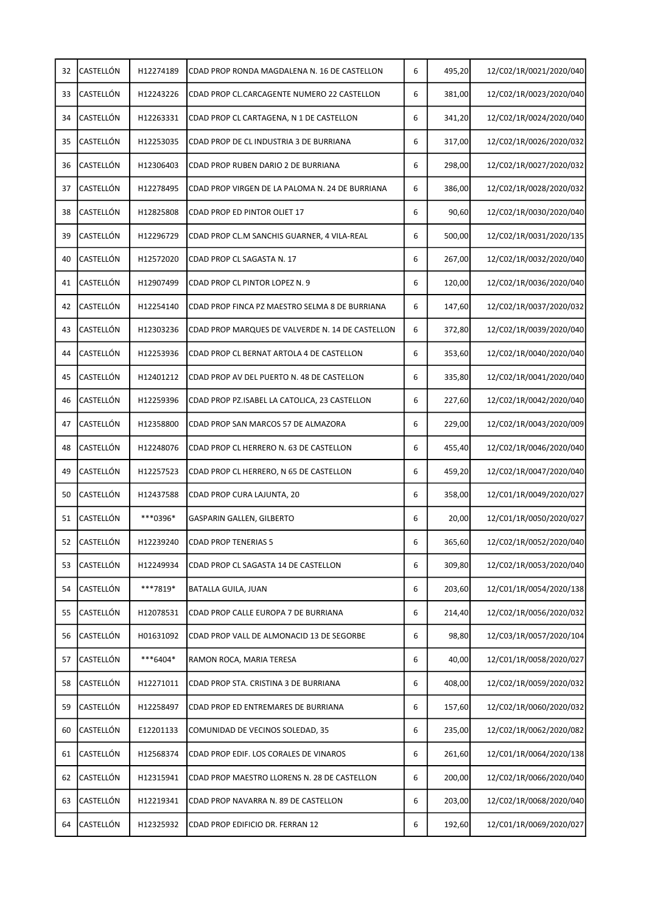| 32 | CASTELLÓN | H12274189 | CDAD PROP RONDA MAGDALENA N. 16 DE CASTELLON | 6 | 495,20 | 12/C02/1R/0021/2020/040 |
|---|---|---|---|---|---|---|
| 33 | CASTELLÓN | H12243226 | CDAD PROP CL.CARCAGENTE NUMERO 22 CASTELLON | 6 | 381,00 | 12/C02/1R/0023/2020/040 |
| 34 | CASTELLÓN | H12263331 | CDAD PROP CL CARTAGENA, N 1 DE CASTELLON | 6 | 341,20 | 12/C02/1R/0024/2020/040 |
| 35 | CASTELLÓN | H12253035 | CDAD PROP DE CL INDUSTRIA 3 DE BURRIANA | 6 | 317,00 | 12/C02/1R/0026/2020/032 |
| 36 | CASTELLÓN | H12306403 | CDAD PROP RUBEN DARIO 2 DE BURRIANA | 6 | 298,00 | 12/C02/1R/0027/2020/032 |
| 37 | CASTELLÓN | H12278495 | CDAD PROP VIRGEN DE LA PALOMA N. 24 DE BURRIANA | 6 | 386,00 | 12/C02/1R/0028/2020/032 |
| 38 | CASTELLÓN | H12825808 | CDAD PROP ED PINTOR OLIET 17 | 6 | 90,60 | 12/C02/1R/0030/2020/040 |
| 39 | CASTELLÓN | H12296729 | CDAD PROP CL.M SANCHIS GUARNER, 4 VILA-REAL | 6 | 500,00 | 12/C02/1R/0031/2020/135 |
| 40 | CASTELLÓN | H12572020 | CDAD PROP CL SAGASTA N. 17 | 6 | 267,00 | 12/C02/1R/0032/2020/040 |
| 41 | CASTELLÓN | H12907499 | CDAD PROP CL PINTOR LOPEZ N. 9 | 6 | 120,00 | 12/C02/1R/0036/2020/040 |
| 42 | CASTELLÓN | H12254140 | CDAD PROP FINCA PZ MAESTRO SELMA 8 DE BURRIANA | 6 | 147,60 | 12/C02/1R/0037/2020/032 |
| 43 | CASTELLÓN | H12303236 | CDAD PROP MARQUES DE VALVERDE N. 14 DE CASTELLON | 6 | 372,80 | 12/C02/1R/0039/2020/040 |
| 44 | CASTELLÓN | H12253936 | CDAD PROP CL BERNAT ARTOLA 4 DE CASTELLON | 6 | 353,60 | 12/C02/1R/0040/2020/040 |
| 45 | CASTELLÓN | H12401212 | CDAD PROP AV DEL PUERTO N. 48 DE CASTELLON | 6 | 335,80 | 12/C02/1R/0041/2020/040 |
| 46 | CASTELLÓN | H12259396 | CDAD PROP PZ.ISABEL LA CATOLICA, 23 CASTELLON | 6 | 227,60 | 12/C02/1R/0042/2020/040 |
| 47 | CASTELLÓN | H12358800 | CDAD PROP SAN MARCOS 57 DE ALMAZORA | 6 | 229,00 | 12/C02/1R/0043/2020/009 |
| 48 | CASTELLÓN | H12248076 | CDAD PROP CL HERRERO N. 63 DE CASTELLON | 6 | 455,40 | 12/C02/1R/0046/2020/040 |
| 49 | CASTELLÓN | H12257523 | CDAD PROP CL HERRERO, N 65 DE CASTELLON | 6 | 459,20 | 12/C02/1R/0047/2020/040 |
| 50 | CASTELLÓN | H12437588 | CDAD PROP CURA LAJUNTA, 20 | 6 | 358,00 | 12/C01/1R/0049/2020/027 |
| 51 | CASTELLÓN | ***0396* | GASPARIN GALLEN, GILBERTO | 6 | 20,00 | 12/C01/1R/0050/2020/027 |
| 52 | CASTELLÓN | H12239240 | CDAD PROP TENERIAS 5 | 6 | 365,60 | 12/C02/1R/0052/2020/040 |
| 53 | CASTELLÓN | H12249934 | CDAD PROP CL SAGASTA 14 DE CASTELLON | 6 | 309,80 | 12/C02/1R/0053/2020/040 |
| 54 | CASTELLÓN | ***7819* | BATALLA GUILA, JUAN | 6 | 203,60 | 12/C01/1R/0054/2020/138 |
| 55 | CASTELLÓN | H12078531 | CDAD PROP CALLE EUROPA 7 DE BURRIANA | 6 | 214,40 | 12/C02/1R/0056/2020/032 |
| 56 | CASTELLÓN | H01631092 | CDAD PROP VALL DE ALMONACID 13 DE SEGORBE | 6 | 98,80 | 12/C03/1R/0057/2020/104 |
| 57 | CASTELLÓN | ***6404* | RAMON ROCA, MARIA TERESA | 6 | 40,00 | 12/C01/1R/0058/2020/027 |
| 58 | CASTELLÓN | H12271011 | CDAD PROP STA. CRISTINA 3 DE BURRIANA | 6 | 408,00 | 12/C02/1R/0059/2020/032 |
| 59 | CASTELLÓN | H12258497 | CDAD PROP ED ENTREMARES DE BURRIANA | 6 | 157,60 | 12/C02/1R/0060/2020/032 |
| 60 | CASTELLÓN | E12201133 | COMUNIDAD DE VECINOS SOLEDAD, 35 | 6 | 235,00 | 12/C02/1R/0062/2020/082 |
| 61 | CASTELLÓN | H12568374 | CDAD PROP EDIF. LOS CORALES DE VINAROS | 6 | 261,60 | 12/C01/1R/0064/2020/138 |
| 62 | CASTELLÓN | H12315941 | CDAD PROP MAESTRO LLORENS N. 28 DE CASTELLON | 6 | 200,00 | 12/C02/1R/0066/2020/040 |
| 63 | CASTELLÓN | H12219341 | CDAD PROP NAVARRA N. 89 DE CASTELLON | 6 | 203,00 | 12/C02/1R/0068/2020/040 |
| 64 | CASTELLÓN | H12325932 | CDAD PROP EDIFICIO DR. FERRAN 12 | 6 | 192,60 | 12/C01/1R/0069/2020/027 |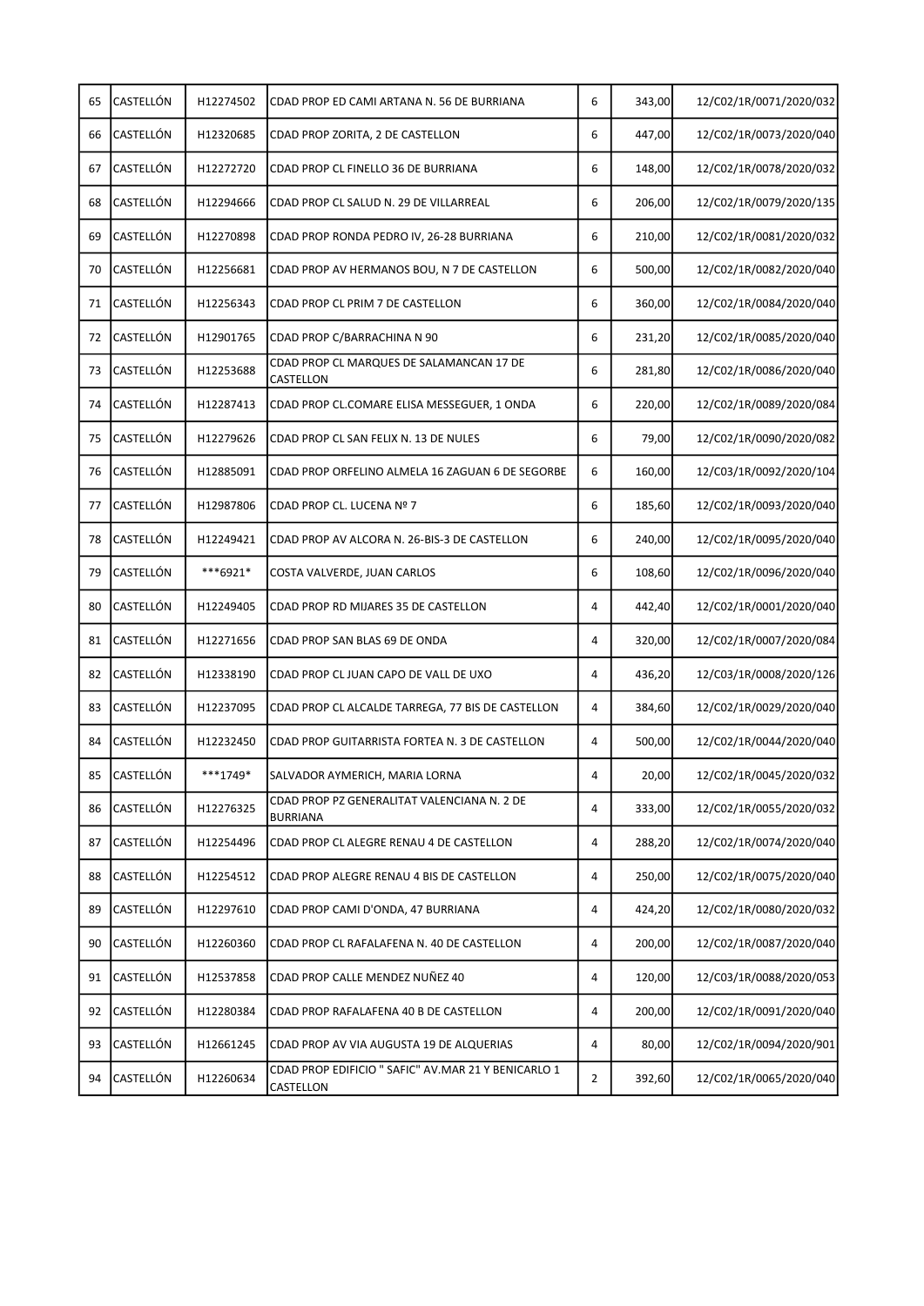| | | | | | | |
|---|---|---|---|---|---|---|
| 65 | CASTELLÓN | H12274502 | CDAD PROP ED CAMI ARTANA N. 56 DE BURRIANA | 6 | 343,00 | 12/C02/1R/0071/2020/032 |
| 66 | CASTELLÓN | H12320685 | CDAD PROP ZORITA, 2 DE CASTELLON | 6 | 447,00 | 12/C02/1R/0073/2020/040 |
| 67 | CASTELLÓN | H12272720 | CDAD PROP CL FINELLO 36 DE BURRIANA | 6 | 148,00 | 12/C02/1R/0078/2020/032 |
| 68 | CASTELLÓN | H12294666 | CDAD PROP CL SALUD N. 29 DE VILLARREAL | 6 | 206,00 | 12/C02/1R/0079/2020/135 |
| 69 | CASTELLÓN | H12270898 | CDAD PROP RONDA PEDRO IV, 26-28 BURRIANA | 6 | 210,00 | 12/C02/1R/0081/2020/032 |
| 70 | CASTELLÓN | H12256681 | CDAD PROP AV HERMANOS BOU, N 7 DE CASTELLON | 6 | 500,00 | 12/C02/1R/0082/2020/040 |
| 71 | CASTELLÓN | H12256343 | CDAD PROP CL PRIM 7 DE CASTELLON | 6 | 360,00 | 12/C02/1R/0084/2020/040 |
| 72 | CASTELLÓN | H12901765 | CDAD PROP C/BARRACHINA N 90 | 6 | 231,20 | 12/C02/1R/0085/2020/040 |
| 73 | CASTELLÓN | H12253688 | CDAD PROP CL MARQUES DE SALAMANCAN 17 DE CASTELLON | 6 | 281,80 | 12/C02/1R/0086/2020/040 |
| 74 | CASTELLÓN | H12287413 | CDAD PROP CL.COMARE ELISA MESSEGUER, 1 ONDA | 6 | 220,00 | 12/C02/1R/0089/2020/084 |
| 75 | CASTELLÓN | H12279626 | CDAD PROP CL SAN FELIX N. 13 DE NULES | 6 | 79,00 | 12/C02/1R/0090/2020/082 |
| 76 | CASTELLÓN | H12885091 | CDAD PROP ORFELINO ALMELA 16 ZAGUAN 6 DE SEGORBE | 6 | 160,00 | 12/C03/1R/0092/2020/104 |
| 77 | CASTELLÓN | H12987806 | CDAD PROP CL. LUCENA Nº 7 | 6 | 185,60 | 12/C02/1R/0093/2020/040 |
| 78 | CASTELLÓN | H12249421 | CDAD PROP AV ALCORA N. 26-BIS-3 DE CASTELLON | 6 | 240,00 | 12/C02/1R/0095/2020/040 |
| 79 | CASTELLÓN | ***6921* | COSTA VALVERDE, JUAN CARLOS | 6 | 108,60 | 12/C02/1R/0096/2020/040 |
| 80 | CASTELLÓN | H12249405 | CDAD PROP RD MIJARES 35 DE CASTELLON | 4 | 442,40 | 12/C02/1R/0001/2020/040 |
| 81 | CASTELLÓN | H12271656 | CDAD PROP SAN BLAS 69 DE ONDA | 4 | 320,00 | 12/C02/1R/0007/2020/084 |
| 82 | CASTELLÓN | H12338190 | CDAD PROP CL JUAN CAPO DE VALL DE UXO | 4 | 436,20 | 12/C03/1R/0008/2020/126 |
| 83 | CASTELLÓN | H12237095 | CDAD PROP CL ALCALDE TARREGA, 77 BIS DE CASTELLON | 4 | 384,60 | 12/C02/1R/0029/2020/040 |
| 84 | CASTELLÓN | H12232450 | CDAD PROP GUITARRISTA FORTEA N. 3 DE CASTELLON | 4 | 500,00 | 12/C02/1R/0044/2020/040 |
| 85 | CASTELLÓN | ***1749* | SALVADOR AYMERICH, MARIA LORNA | 4 | 20,00 | 12/C02/1R/0045/2020/032 |
| 86 | CASTELLÓN | H12276325 | CDAD PROP PZ GENERALITAT VALENCIANA N. 2 DE BURRIANA | 4 | 333,00 | 12/C02/1R/0055/2020/032 |
| 87 | CASTELLÓN | H12254496 | CDAD PROP CL ALEGRE RENAU 4 DE CASTELLON | 4 | 288,20 | 12/C02/1R/0074/2020/040 |
| 88 | CASTELLÓN | H12254512 | CDAD PROP ALEGRE RENAU 4 BIS DE CASTELLON | 4 | 250,00 | 12/C02/1R/0075/2020/040 |
| 89 | CASTELLÓN | H12297610 | CDAD PROP CAMI D'ONDA, 47 BURRIANA | 4 | 424,20 | 12/C02/1R/0080/2020/032 |
| 90 | CASTELLÓN | H12260360 | CDAD PROP CL RAFALAFENA N. 40 DE CASTELLON | 4 | 200,00 | 12/C02/1R/0087/2020/040 |
| 91 | CASTELLÓN | H12537858 | CDAD PROP CALLE MENDEZ NUÑEZ 40 | 4 | 120,00 | 12/C03/1R/0088/2020/053 |
| 92 | CASTELLÓN | H12280384 | CDAD PROP RAFALAFENA 40 B DE CASTELLON | 4 | 200,00 | 12/C02/1R/0091/2020/040 |
| 93 | CASTELLÓN | H12661245 | CDAD PROP AV VIA AUGUSTA 19 DE ALQUERIAS | 4 | 80,00 | 12/C02/1R/0094/2020/901 |
| 94 | CASTELLÓN | H12260634 | CDAD PROP EDIFICIO " SAFIC" AV.MAR 21 Y BENICARLO 1 CASTELLON | 2 | 392,60 | 12/C02/1R/0065/2020/040 |